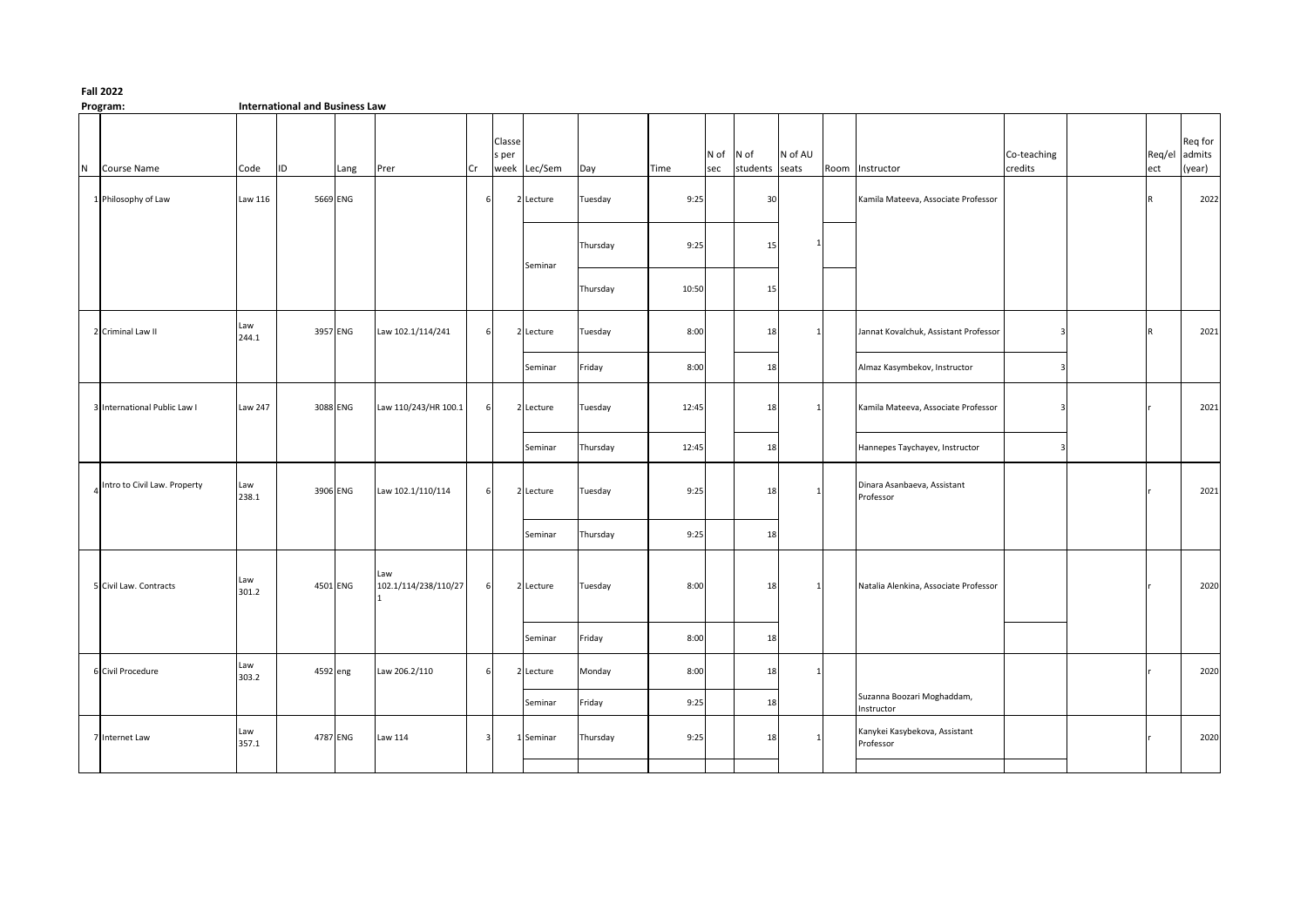**Fall 2022**

**Program:** **International and Business Law**

| N | Course Name | Code | ID | Lang | Prer | Cr | Classes per week | Lec/Sem | Day | Time | N of sec | N of students | N of AU seats | Room | Instructor | Co-teaching credits | | Req/elect | Req for admits (year) |
|---|---|---|---|---|---|---|---|---|---|---|---|---|---|---|---|---|---|---|---|
| 1 | Philosophy of Law | Law 116 | 5669 | ENG | | 6 | 2 | Lecture | Tuesday | 9:25 | | 30 | | | Kamila Mateeva, Associate Professor | | | R | 2022 |
| | | | | | | | | Seminar | Thursday | 9:25 | | 15 | 1 | | | | | | |
| | | | | | | | | | Thursday | 10:50 | | 15 | | | | | | | |
| 2 | Criminal Law II | Law 244.1 | 3957 | ENG | Law 102.1/114/241 | 6 | 2 | Lecture | Tuesday | 8:00 | | 18 | 1 | | Jannat Kovalchuk, Assistant Professor | 3 | | R | 2021 |
| | | | | | | | | Seminar | Friday | 8:00 | | 18 | | | Almaz Kasymbekov, Instructor | 3 | | | |
| 3 | International Public Law I | Law 247 | 3088 | ENG | Law 110/243/HR 100.1 | 6 | 2 | Lecture | Tuesday | 12:45 | | 18 | 1 | | Kamila Mateeva, Associate Professor | 3 | | r | 2021 |
| | | | | | | | | Seminar | Thursday | 12:45 | | 18 | | | Hannepes Taychayev, Instructor | 3 | | | |
| 4 | Intro to Civil Law. Property | Law 238.1 | 3906 | ENG | Law 102.1/110/114 | 6 | 2 | Lecture | Tuesday | 9:25 | | 18 | 1 | | Dinara Asanbaeva, Assistant Professor | | | r | 2021 |
| | | | | | | | | Seminar | Thursday | 9:25 | | 18 | | | | | | | |
| 5 | Civil Law. Contracts | Law 301.2 | 4501 | ENG | Law 102.1/114/238/110/271 | 6 | 2 | Lecture | Tuesday | 8:00 | | 18 | 1 | | Natalia Alenkina, Associate Professor | | | r | 2020 |
| | | | | | | | | Seminar | Friday | 8:00 | | 18 | | | | | | | |
| 6 | Civil Procedure | Law 303.2 | 4592 | eng | Law 206.2/110 | 6 | 2 | Lecture | Monday | 8:00 | | 18 | 1 | | | | | r | 2020 |
| | | | | | | | | Seminar | Friday | 9:25 | | 18 | | | Suzanna Boozari Moghaddam, Instructor | | | | |
| 7 | Internet Law | Law 357.1 | 4787 | ENG | Law 114 | 3 | 1 | Seminar | Thursday | 9:25 | | 18 | 1 | | Kanykei Kasybekova, Assistant Professor | | | r | 2020 |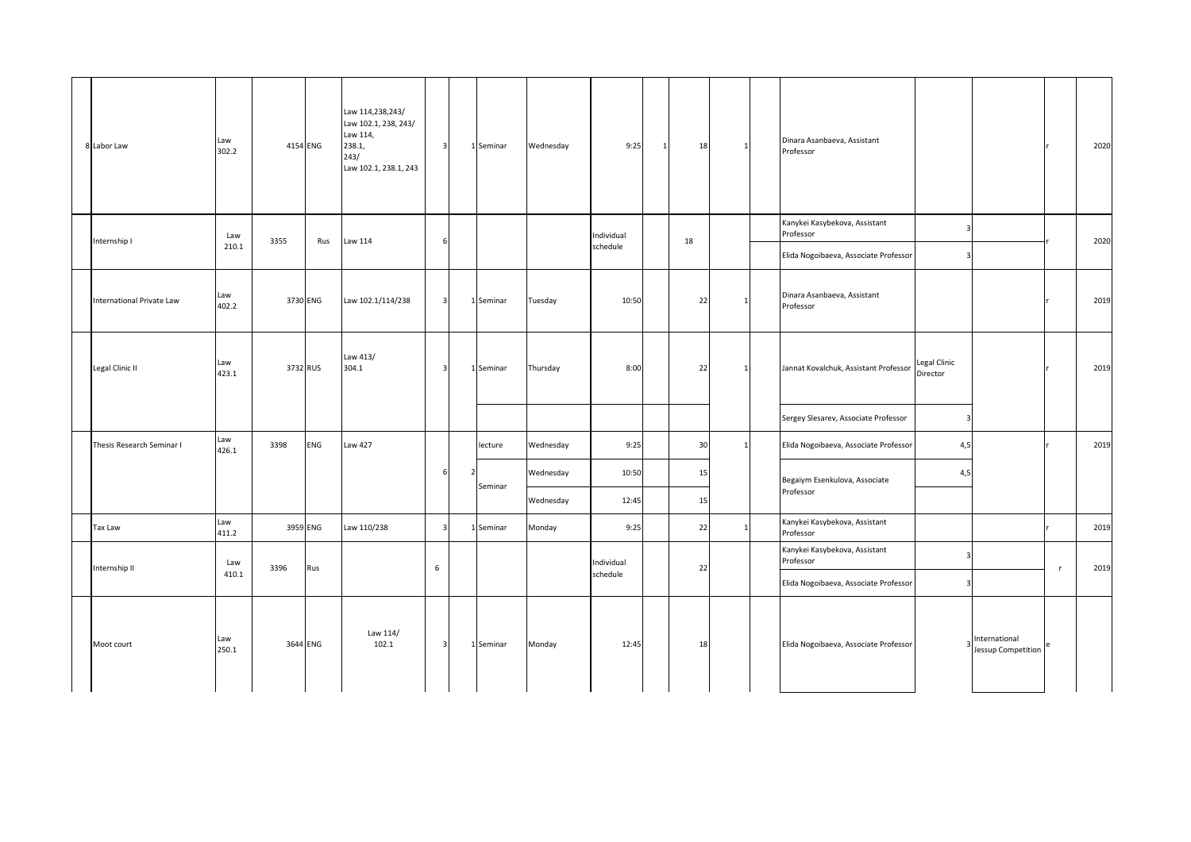| | | | | | | | | | | | | | | | | | | | | |
|---|---|---|---|---|---|---|---|---|---|---|---|---|---|---|---|---|---|---|---|---|
| 8 | Labor Law | Law 302.2 | 4154 | ENG | Law 114,238,243/ Law 102.1, 238, 243/ Law 114, 238.1, 243/ Law 102.1, 238.1, 243 | 3 | 1 | Seminar | Wednesday | 9:25 | 1 | 18 | 1 | | Dinara Asanbaeva, Assistant Professor | | | r | 2020 |
| | Internship I | Law 210.1 | 3355 | Rus | Law 114 | 6 | | | | Individual schedule | | 18 | | | Kanykei Kasybekova, Assistant Professor | 3 | | r | 2020 |
| | | | | | | | | | | | | | | | Elida Nogoibaeva, Associate Professor | 3 | | | |
| | International Private Law | Law 402.2 | 3730 | ENG | Law 102.1/114/238 | 3 | 1 | Seminar | Tuesday | 10:50 | | 22 | 1 | | Dinara Asanbaeva, Assistant Professor | | | r | 2019 |
| | Legal Clinic II | Law 423.1 | 3732 | RUS | Law 413/ 304.1 | 3 | 1 | Seminar | Thursday | 8:00 | | 22 | 1 | | Jannat Kovalchuk, Assistant Professor | Legal Clinic Director | | r | 2019 |
| | | | | | | | | | | | | | | | Sergey Slesarev, Associate Professor | 3 | | | |
| | Thesis Research Seminar I | Law 426.1 | 3398 | ENG | Law 427 | 6 | 2 | lecture | Wednesday | 9:25 | | 30 | 1 | | Elida Nogoibaeva, Associate Professor | 4,5 | | r | 2019 |
| | | | | | | | | Seminar | Wednesday | 10:50 | | 15 | | | Begaiym Esenkulova, Associate Professor | 4,5 | | | |
| | | | | | | | | | Wednesday | 12:45 | | 15 | | | | | | | |
| | Tax Law | Law 411.2 | 3959 | ENG | Law 110/238 | 3 | 1 | Seminar | Monday | 9:25 | | 22 | 1 | | Kanykei Kasybekova, Assistant Professor | | | r | 2019 |
| | Internship II | Law 410.1 | 3396 | Rus | | 6 | | | | Individual schedule | | 22 | | | Kanykei Kasybekova, Assistant Professor | 3 | | r | 2019 |
| | | | | | | | | | | | | | | | Elida Nogoibaeva, Associate Professor | 3 | | | |
| | Moot court | Law 250.1 | 3644 | ENG | Law 114/ 102.1 | 3 | 1 | Seminar | Monday | 12:45 | | 18 | | | Elida Nogoibaeva, Associate Professor | 3 | International Jessup Competition | e | |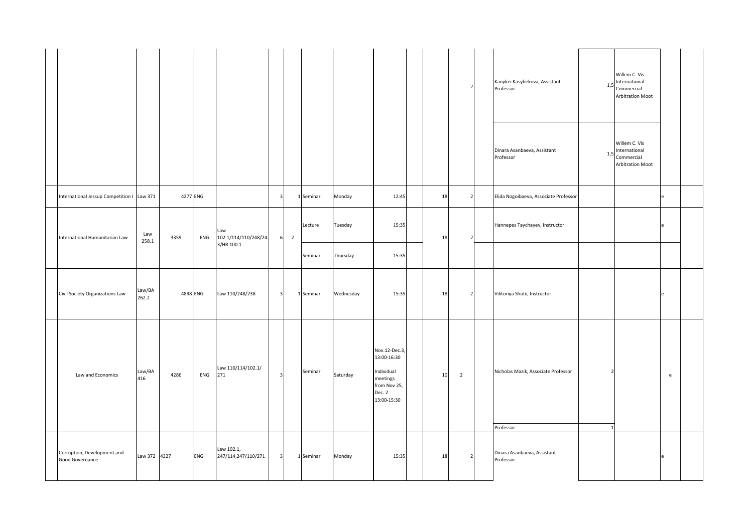| | | | | | | | | | | | | | | | | | | | |
|---|---|---|---|---|---|---|---|---|---|---|---|---|---|---|---|---|---|---|---|
| | | | | | | | | | | | | | 2 | | Kanykei Kasybekova, Assistant Professor | 1,5 | Willem C. Vis International Commercial Arbitration Moot | | |
| | | | | | | | | | | | | | | | Dinara Asanbaeva, Assistant Professor | 1,5 | Willem C. Vis International Commercial Arbitration Moot | | |
| | International Jessup Competition I | Law 371 | 4277 | ENG | | 3 | 1 | Seminar | Monday | 12:45 | | 18 | 2 | | Elida Nogoibaeva, Associate Professor | | | e | |
| | International Humanitarian Law | Law 258.1 | 3359 | ENG | Law 102.1/114/110/248/243/HR 100.1 | 6 | 2 | Lecture | Tuesday | 15:35 | | 18 | 2 | | Hannepes Taychayev, Instructor | | | e | |
| | | | | | | | | Seminar | Thursday | 15:35 | | | | | | | | | |
| | Civil Society Organizations Law | Law/BA 262.2 | 4898 | ENG | Law 110/248/238 | 3 | 1 | Seminar | Wednesday | 15:35 | | 18 | 2 | | Viktoriya Shutii, Instructor | | | e | |
| | Law and Economics | Law/BA 416 | 4286 | ENG | Law 110/114/102.1/271 | 3 | | Seminar | Saturday | Nov.12-Dec.3, 13:00-16:30<br><br>Individual meetings from Nov 25, Dec. 2 13:00-15:30 | | 10 | 2 | | Nicholas Mazik, Associate Professor | 2 | | e | |
| | | | | | | | | | | | | | | | Professor | 1 | | | |
| | Corruption, Development and Good Governance | Law 372 | 4327 | ENG | Law 102.1, 247/114,247/110/271 | 3 | 1 | Seminar | Monday | 15:35 | | 18 | 2 | | Dinara Asanbaeva, Assistant Professor | | | e | |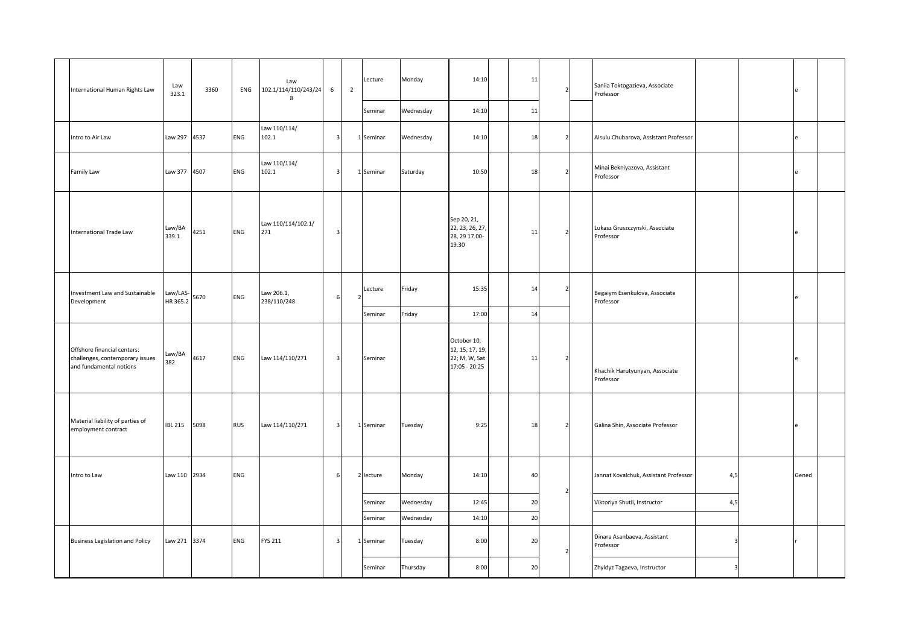|  | Course | Code | Number | Language | Prerequisites | Credits |  | Type | Day | Time |  | Capacity |  |  | Instructor |  |  |  |  |
|---|---|---|---|---|---|---|---|---|---|---|---|---|---|---|---|---|---|---|---|
|  | International Human Rights Law | Law 323.1 | 3360 | ENG | Law 102.1/114/110/243/248 | 6 | 2 | Lecture | Monday | 14:10 |  | 11 | 2 |  | Saniia Toktogazieva, Associate Professor |  |  | e |  |
|  |  |  |  |  |  |  |  | Seminar | Wednesday | 14:10 |  | 11 |  |  |  |  |  |  |  |
|  | Intro to Air Law | Law 297 | 4537 | ENG | Law 110/114/ 102.1 | 3 | 1 | Seminar | Wednesday | 14:10 |  | 18 | 2 |  | Aisulu Chubarova, Assistant Professor |  |  | e |  |
|  | Family Law | Law 377 | 4507 | ENG | Law 110/114/ 102.1 | 3 | 1 | Seminar | Saturday | 10:50 |  | 18 | 2 |  | Minai Bekniyazova, Assistant Professor |  |  | e |  |
|  | International Trade Law | Law/BA 339.1 | 4251 | ENG | Law 110/114/102.1/ 271 | 3 |  |  |  | Sep 20, 21, 22, 23, 26, 27, 28, 29 17.00-19.30 |  | 11 | 2 |  | Lukasz Gruszczynski, Associate Professor |  |  | e |  |
|  | Investment Law and Sustainable Development | Law/LAS-HR 365.2 | 5670 | ENG | Law 206.1, 238/110/248 | 6 | 2 | Lecture | Friday | 15:35 |  | 14 | 2 |  | Begaiym Esenkulova, Associate Professor |  |  | e |  |
|  |  |  |  |  |  |  |  | Seminar | Friday | 17:00 |  | 14 |  |  |  |  |  |  |  |
|  | Offshore financial centers: challenges, contemporary issues and fundamental notions | Law/BA 382 | 4617 | ENG | Law 114/110/271 | 3 |  | Seminar |  | October 10, 12, 15, 17, 19, 22; M, W, Sat 17:05 - 20:25 |  | 11 | 2 |  | Khachik Harutyunyan, Associate Professor |  |  | e |  |
|  | Material liability of parties of employment contract | IBL 215 | 5098 | RUS | Law 114/110/271 | 3 | 1 | Seminar | Tuesday | 9:25 |  | 18 | 2 |  | Galina Shin, Associate Professor |  |  | e |  |
|  | Intro to Law | Law 110 | 2934 | ENG |  | 6 | 2 | lecture | Monday | 14:10 |  | 40 | 2 |  | Jannat Kovalchuk, Assistant Professor | 4,5 |  | Gened |  |
|  |  |  |  |  |  |  |  | Seminar | Wednesday | 12:45 |  | 20 |  |  | Viktoriya Shutii, Instructor | 4,5 |  |  |  |
|  |  |  |  |  |  |  |  | Seminar | Wednesday | 14:10 |  | 20 |  |  |  |  |  |  |  |
|  | Business Legislation and Policy | Law 271 | 3374 | ENG | FYS 211 | 3 | 1 | Seminar | Tuesday | 8:00 |  | 20 | 2 |  | Dinara Asanbaeva, Assistant Professor | 3 |  | r |  |
|  |  |  |  |  |  |  |  | Seminar | Thursday | 8:00 |  | 20 |  |  | Zhyldyz Tagaeva, Instructor | 3 |  |  |  |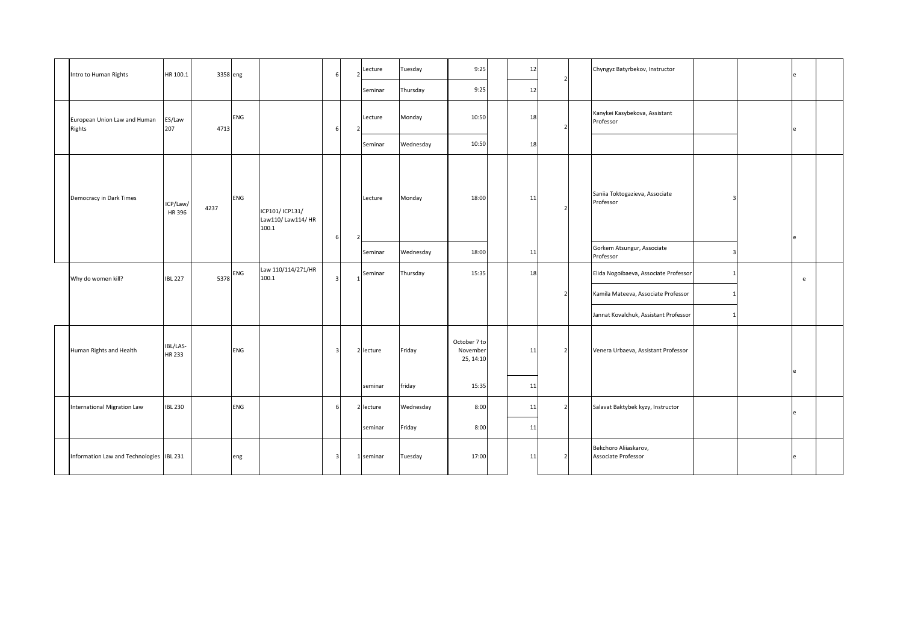| | Course | Code | ID | Language | Prerequisites | ECTS | Credits | Type | Day | Time | | Capacity | Hours | | Instructor | | | | |
|---|---|---|---|---|---|---|---|---|---|---|---|---|---|---|---|---|---|---|---|
| | Intro to Human Rights | HR 100.1 | 3358 | eng | | 6 | 2 | Lecture | Tuesday | 9:25 | | 12 | 2 | | Chyngyz Batyrbekov, Instructor | | | e | |
| | | | | | | | | Seminar | Thursday | 9:25 | | 12 | | | | | | | |
| | European Union Law and Human Rights | ES/Law 207 | 4713 | ENG | | 6 | 2 | Lecture | Monday | 10:50 | | 18 | 2 | | Kanykei Kasybekova, Assistant Professor | | | e | |
| | | | | | | | | Seminar | Wednesday | 10:50 | | 18 | | | | | | | |
| | Democracy in Dark Times | ICP/Law/ HR 396 | 4237 | ENG | ICP101/ ICP131/ Law110/ Law114/ HR 100.1 | 6 | 2 | Lecture | Monday | 18:00 | | 11 | 2 | | Saniia Toktogazieva, Associate Professor | 3 | | e | |
| | | | | | | | | Seminar | Wednesday | 18:00 | | 11 | | | Gorkem Atsungur, Associate Professor | 3 | | | |
| | Why do women kill? | IBL 227 | 5378 | ENG | Law 110/114/271/HR 100.1 | 3 | 1 | Seminar | Thursday | 15:35 | | 18 | 2 | | Elida Nogoibaeva, Associate Professor | 1 | | e | |
| | | | | | | | | | | | | | | | Kamila Mateeva, Associate Professor | 1 | | | |
| | | | | | | | | | | | | | | | Jannat Kovalchuk, Assistant Professor | 1 | | | |
| | Human Rights and Health | IBL/LAS-HR 233 | | ENG | | 3 | 2 | lecture | Friday | October 7 to November 25, 14:10 | | 11 | 2 | | Venera Urbaeva, Assistant Professor | | | e | |
| | | | | | | | | seminar | friday | 15:35 | | 11 | | | | | | | |
| | International Migration Law | IBL 230 | | ENG | | 6 | 2 | lecture | Wednesday | 8:00 | | 11 | 2 | | Salavat Baktybek kyzy, Instructor | | | e | |
| | | | | | | | | seminar | Friday | 8:00 | | 11 | | | | | | | |
| | Information Law and Technologies | IBL 231 | | eng | | 3 | 1 | seminar | Tuesday | 17:00 | | 11 | 2 | | Bekchoro Aliiaskarov, Associate Professor | | | e | |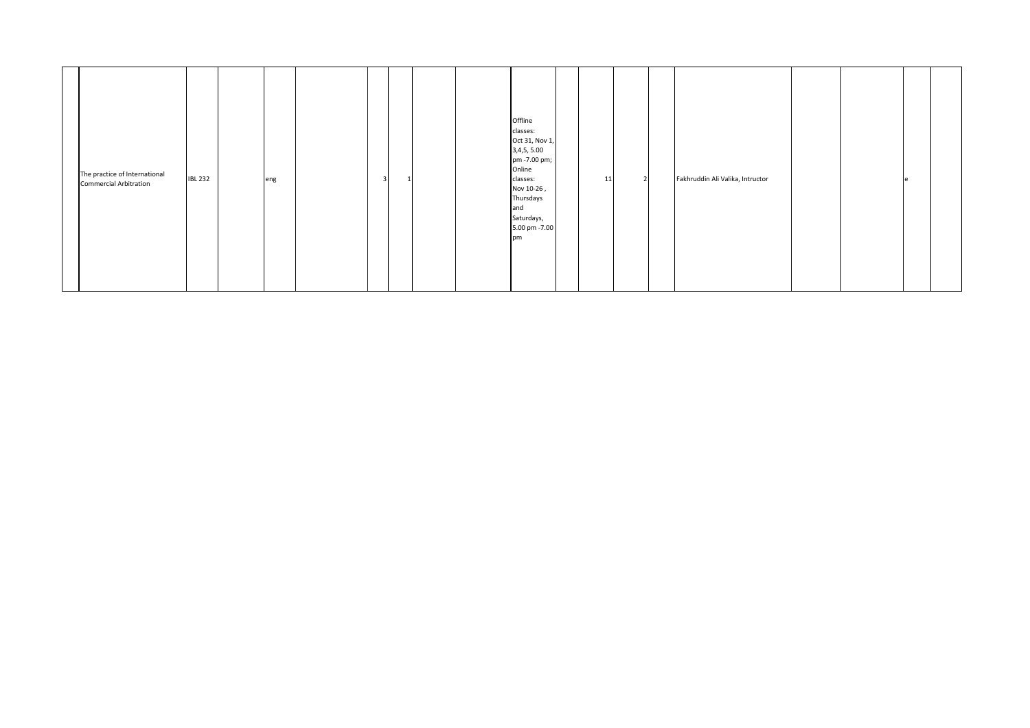| | | | | | | | | | | | | | | | | | | | |
|---|---|---|---|---|---|---|---|---|---|---|---|---|---|---|---|---|---|---|---|
| | The practice of International Commercial Arbitration | IBL 232 | | eng | | 3 | 1 | | | Offline classes: Oct 31, Nov 1, 3,4,5, 5.00 pm -7.00 pm; Online classes: Nov 10-26 , Thursdays and Saturdays, 5.00 pm -7.00 pm | | 11 | 2 | | Fakhruddin Ali Valika, Intructor | | | e | |